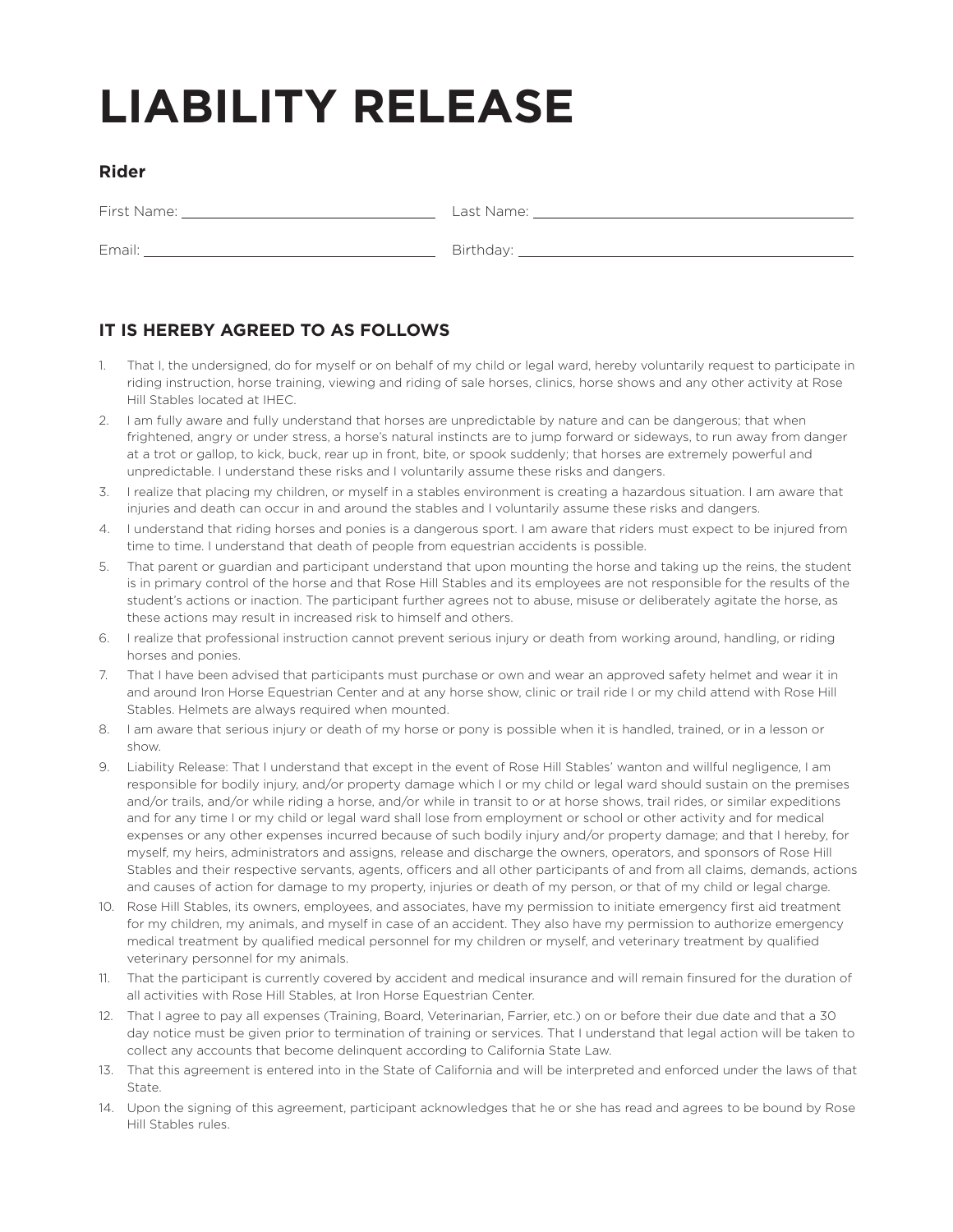# LIABILITY RELEASE

### Rider

First Name: ______________________ Last Name: ______________________

Email: ______________________ Birthday: ______________________

### IT IS HEREBY AGREED TO AS FOLLOWS

1. That I, the undersigned, do for myself or on behalf of my child or legal ward, hereby voluntarily request to participate in riding instruction, horse training, viewing and riding of sale horses, clinics, horse shows and any other activity at Rose Hill Stables located at IHEC.
2. I am fully aware and fully understand that horses are unpredictable by nature and can be dangerous; that when frightened, angry or under stress, a horse's natural instincts are to jump forward or sideways, to run away from danger at a trot or gallop, to kick, buck, rear up in front, bite, or spook suddenly; that horses are extremely powerful and unpredictable. I understand these risks and I voluntarily assume these risks and dangers.
3. I realize that placing my children, or myself in a stables environment is creating a hazardous situation. I am aware that injuries and death can occur in and around the stables and I voluntarily assume these risks and dangers.
4. I understand that riding horses and ponies is a dangerous sport. I am aware that riders must expect to be injured from time to time. I understand that death of people from equestrian accidents is possible.
5. That parent or guardian and participant understand that upon mounting the horse and taking up the reins, the student is in primary control of the horse and that Rose Hill Stables and its employees are not responsible for the results of the student's actions or inaction. The participant further agrees not to abuse, misuse or deliberately agitate the horse, as these actions may result in increased risk to himself and others.
6. I realize that professional instruction cannot prevent serious injury or death from working around, handling, or riding horses and ponies.
7. That I have been advised that participants must purchase or own and wear an approved safety helmet and wear it in and around Iron Horse Equestrian Center and at any horse show, clinic or trail ride I or my child attend with Rose Hill Stables. Helmets are always required when mounted.
8. I am aware that serious injury or death of my horse or pony is possible when it is handled, trained, or in a lesson or show.
9. Liability Release: That I understand that except in the event of Rose Hill Stables' wanton and willful negligence, I am responsible for bodily injury, and/or property damage which I or my child or legal ward should sustain on the premises and/or trails, and/or while riding a horse, and/or while in transit to or at horse shows, trail rides, or similar expeditions and for any time I or my child or legal ward shall lose from employment or school or other activity and for medical expenses or any other expenses incurred because of such bodily injury and/or property damage; and that I hereby, for myself, my heirs, administrators and assigns, release and discharge the owners, operators, and sponsors of Rose Hill Stables and their respective servants, agents, officers and all other participants of and from all claims, demands, actions and causes of action for damage to my property, injuries or death of my person, or that of my child or legal charge.
10. Rose Hill Stables, its owners, employees, and associates, have my permission to initiate emergency first aid treatment for my children, my animals, and myself in case of an accident. They also have my permission to authorize emergency medical treatment by qualified medical personnel for my children or myself, and veterinary treatment by qualified veterinary personnel for my animals.
11. That the participant is currently covered by accident and medical insurance and will remain finsured for the duration of all activities with Rose Hill Stables, at Iron Horse Equestrian Center.
12. That I agree to pay all expenses (Training, Board, Veterinarian, Farrier, etc.) on or before their due date and that a 30 day notice must be given prior to termination of training or services. That I understand that legal action will be taken to collect any accounts that become delinquent according to California State Law.
13. That this agreement is entered into in the State of California and will be interpreted and enforced under the laws of that State.
14. Upon the signing of this agreement, participant acknowledges that he or she has read and agrees to be bound by Rose Hill Stables rules.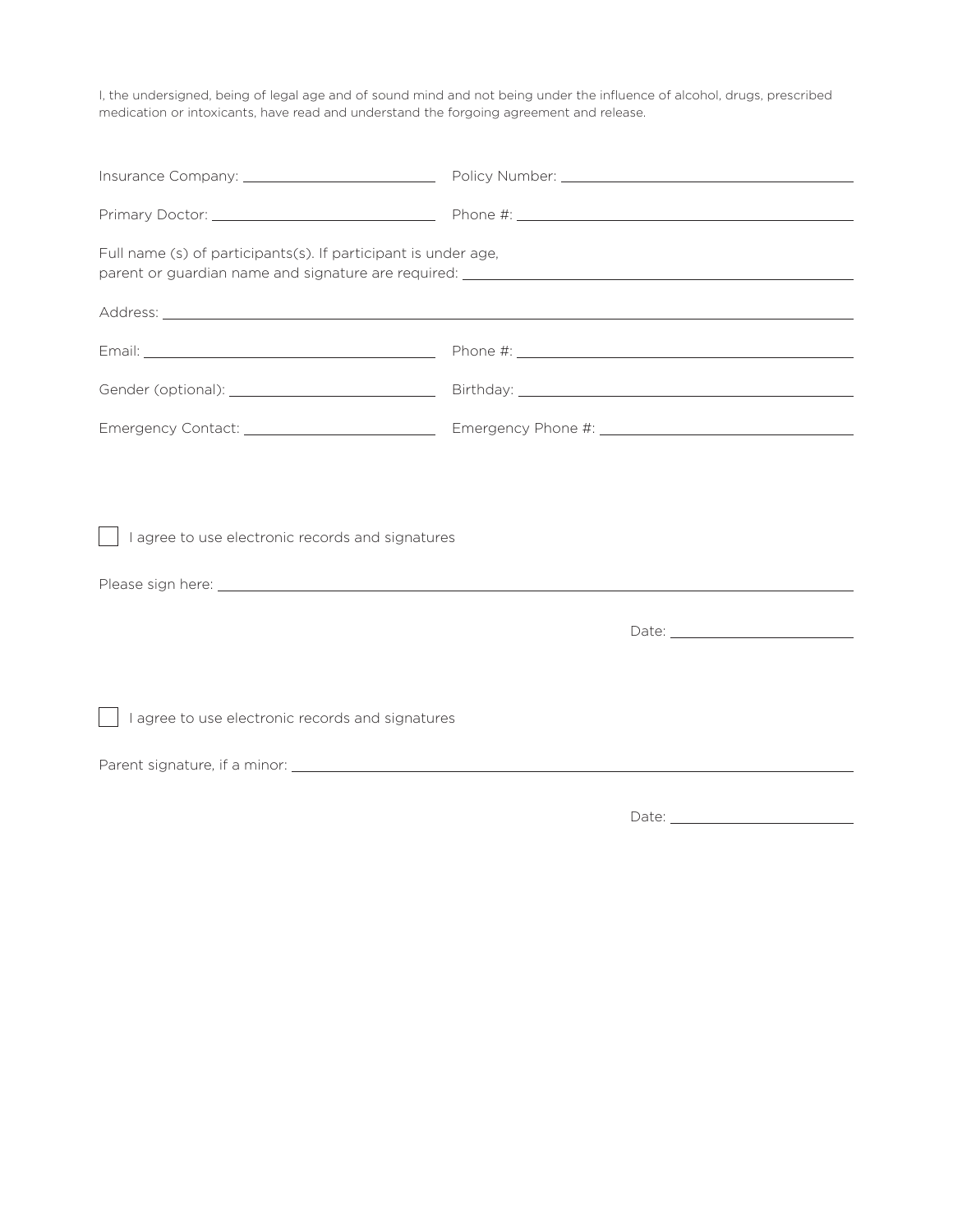I, the undersigned, being of legal age and of sound mind and not being under the influence of alcohol, drugs, prescribed medication or intoxicants, have read and understand the forgoing agreement and release.

Insurance Company: ______________________ Policy Number: ______________________

Primary Doctor: ______________________ Phone #: ______________________

Full name (s) of participants(s). If participant is under age, parent or guardian name and signature are required: ______________________

Address: ______________________

Email: ______________________ Phone #: ______________________

Gender (optional): ______________________ Birthday: ______________________

Emergency Contact: ______________________ Emergency Phone #: ______________________

☐ I agree to use electronic records and signatures

Please sign here: ______________________

Date: ______________________

☐ I agree to use electronic records and signatures

Parent signature, if a minor: ______________________

Date: ______________________